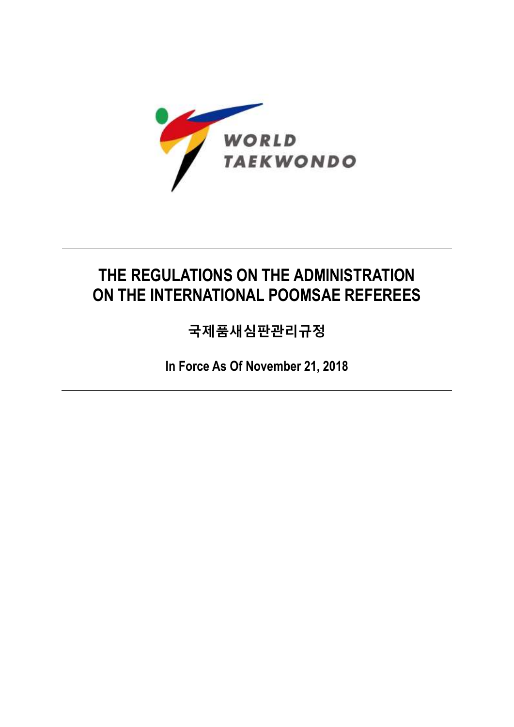WORLD TAEKWONDO

# THE REGULATIONS ON THE ADMINISTRATION ON THE INTERNATIONAL POOMSAE REFEREES

## 국제품새심판관리규정

**In Force As Of November 21, 2018**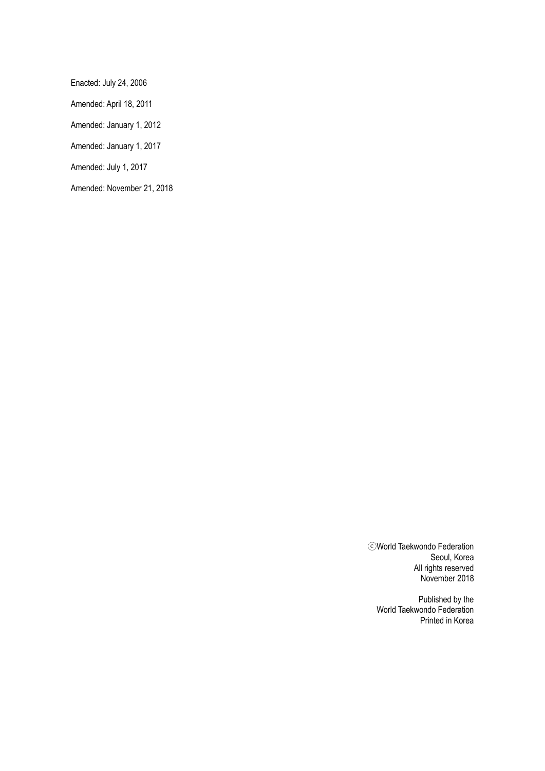Enacted: July 24, 2006

Amended: April 18, 2011

Amended: January 1, 2012

Amended: January 1, 2017

Amended: July 1, 2017

Amended: November 21, 2018

ⓒWorld Taekwondo Federation
Seoul, Korea
All rights reserved
November 2018

Published by the
World Taekwondo Federation
Printed in Korea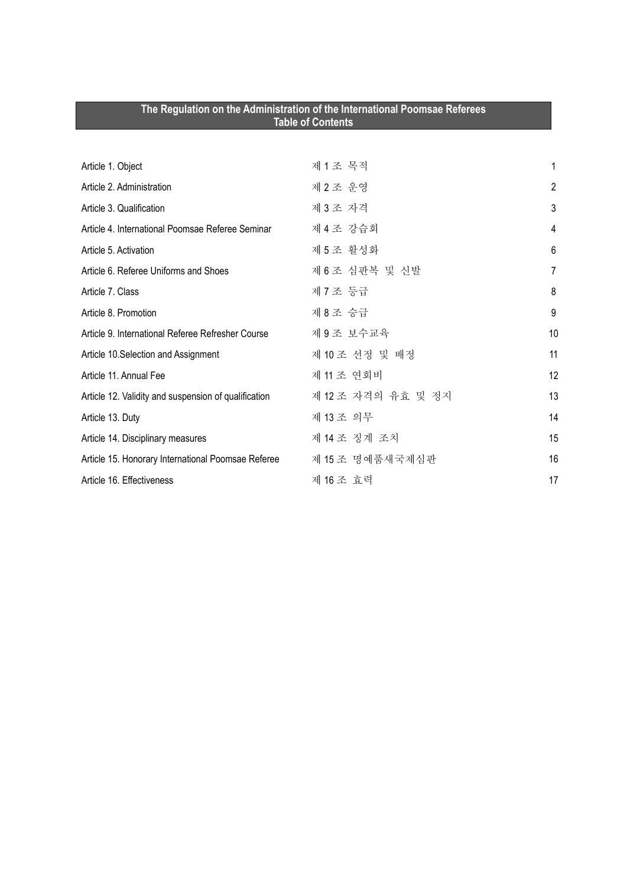# The Regulation on the Administration of the International Poomsae Referees
## Table of Contents

| | | |
|---|---|---|
| Article 1. Object | 제 1 조 목적 | 1 |
| Article 2. Administration | 제 2 조 운영 | 2 |
| Article 3. Qualification | 제 3 조 자격 | 3 |
| Article 4. International Poomsae Referee Seminar | 제 4 조 강습회 | 4 |
| Article 5. Activation | 제 5 조 활성화 | 6 |
| Article 6. Referee Uniforms and Shoes | 제 6 조 심판복 및 신발 | 7 |
| Article 7. Class | 제 7 조 등급 | 8 |
| Article 8. Promotion | 제 8 조 승급 | 9 |
| Article 9. International Referee Refresher Course | 제 9 조 보수교육 | 10 |
| Article 10.Selection and Assignment | 제 10 조 선정 및 배정 | 11 |
| Article 11. Annual Fee | 제 11 조 연회비 | 12 |
| Article 12. Validity and suspension of qualification | 제 12 조 자격의 유효 및 정지 | 13 |
| Article 13. Duty | 제 13 조 의무 | 14 |
| Article 14. Disciplinary measures | 제 14 조 징계 조치 | 15 |
| Article 15. Honorary International Poomsae Referee | 제 15 조 명예품새국제심판 | 16 |
| Article 16. Effectiveness | 제 16 조 효력 | 17 |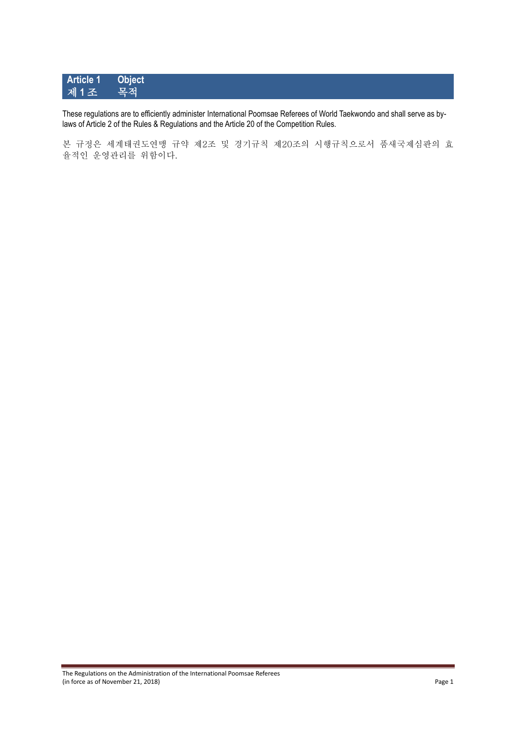## Article 1 Object
## 제 1 조 목적

These regulations are to efficiently administer International Poomsae Referees of World Taekwondo and shall serve as by-laws of Article 2 of the Rules & Regulations and the Article 20 of the Competition Rules.

본 규정은 세계태권도연맹 규약 제2조 및 경기규칙 제20조의 시행규칙으로서 품새국제심판의 효율적인 운영관리를 위함이다.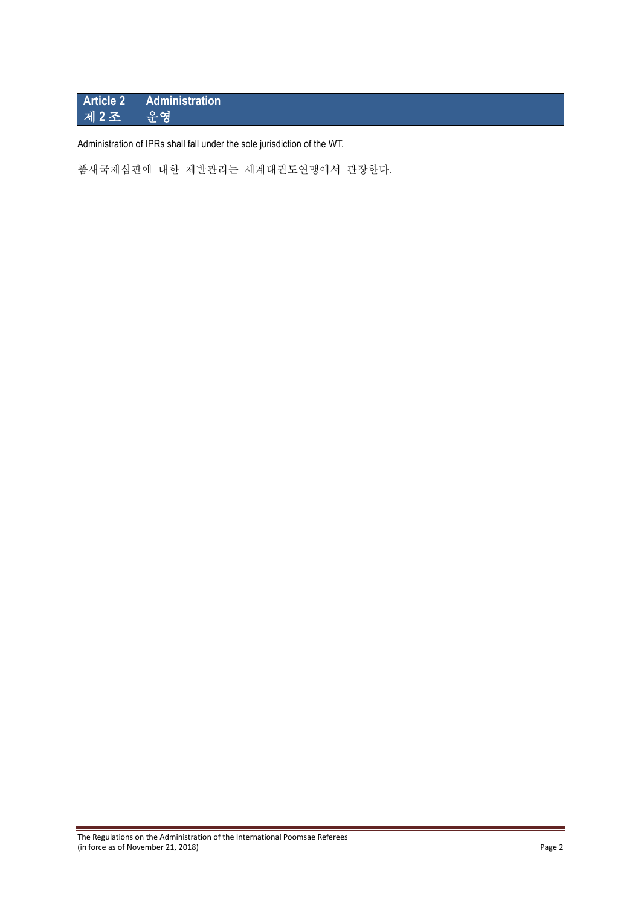## Article 2 Administration
## 제 2 조 운영

Administration of IPRs shall fall under the sole jurisdiction of the WT.

품새국제심판에 대한 제반관리는 세계태권도연맹에서 관장한다.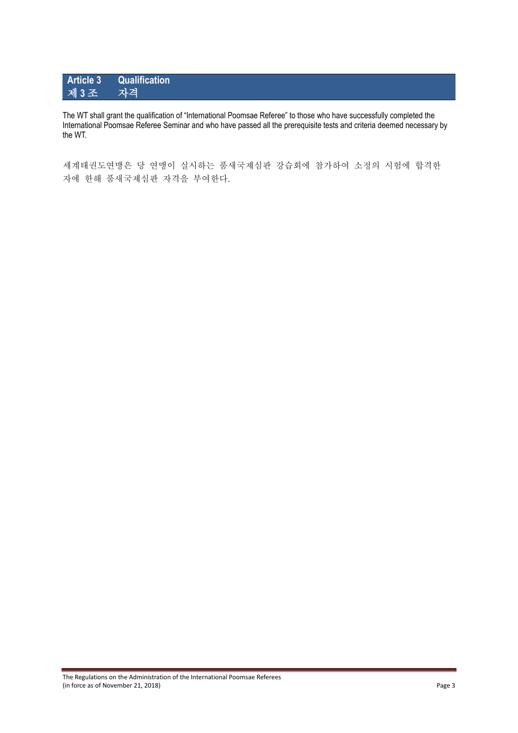## Article 3 Qualification
## 제 3 조 자격

The WT shall grant the qualification of “International Poomsae Referee” to those who have successfully completed the International Poomsae Referee Seminar and who have passed all the prerequisite tests and criteria deemed necessary by the WT.

세계태권도연맹은 당 연맹이 실시하는 품새국제심판 강습회에 참가하여 소정의 시험에 합격한 자에 한해 품새국제심판 자격을 부여한다.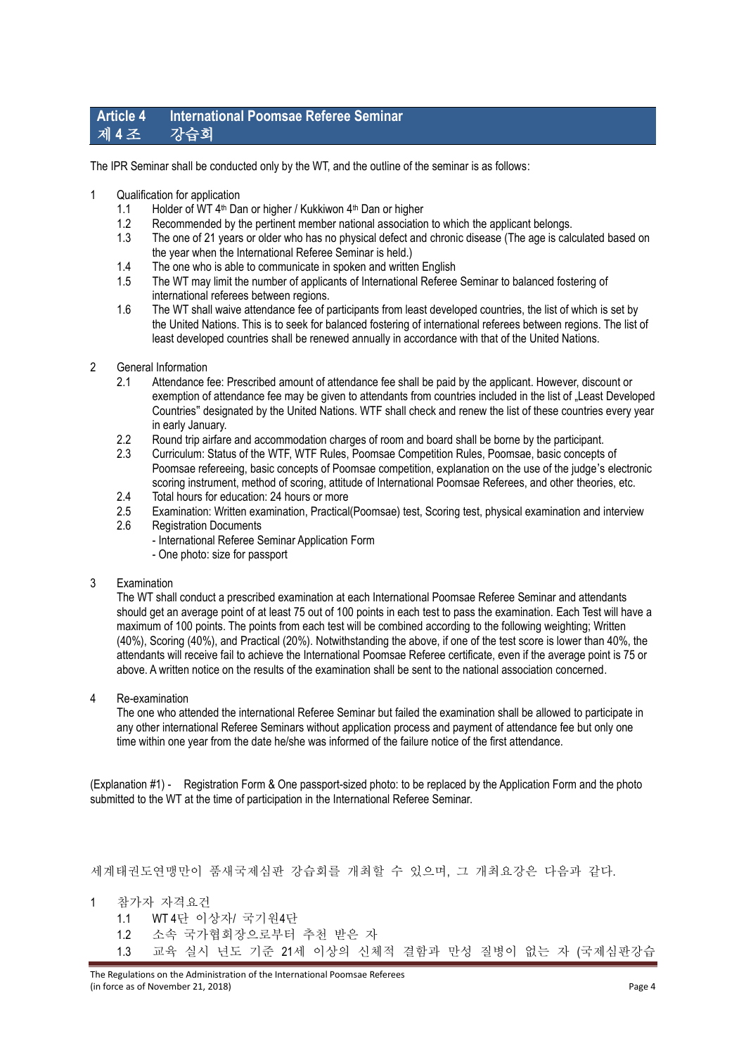## Article 4 International Poomsae Referee Seminar
## 제 4 조 강습회

The IPR Seminar shall be conducted only by the WT, and the outline of the seminar is as follows:

1 Qualification for application
   1.1 Holder of WT 4th Dan or higher / Kukkiwon 4th Dan or higher
   1.2 Recommended by the pertinent member national association to which the applicant belongs.
   1.3 The one of 21 years or older who has no physical defect and chronic disease (The age is calculated based on the year when the International Referee Seminar is held.)
   1.4 The one who is able to communicate in spoken and written English
   1.5 The WT may limit the number of applicants of International Referee Seminar to balanced fostering of international referees between regions.
   1.6 The WT shall waive attendance fee of participants from least developed countries, the list of which is set by the United Nations. This is to seek for balanced fostering of international referees between regions. The list of least developed countries shall be renewed annually in accordance with that of the United Nations.

2 General Information
   2.1 Attendance fee: Prescribed amount of attendance fee shall be paid by the applicant. However, discount or exemption of attendance fee may be given to attendants from countries included in the list of „Least Developed Countries" designated by the United Nations. WTF shall check and renew the list of these countries every year in early January.
   2.2 Round trip airfare and accommodation charges of room and board shall be borne by the participant.
   2.3 Curriculum: Status of the WTF, WTF Rules, Poomsae Competition Rules, Poomsae, basic concepts of Poomsae refereeing, basic concepts of Poomsae competition, explanation on the use of the judge's electronic scoring instrument, method of scoring, attitude of International Poomsae Referees, and other theories, etc.
   2.4 Total hours for education: 24 hours or more
   2.5 Examination: Written examination, Practical(Poomsae) test, Scoring test, physical examination and interview
   2.6 Registration Documents
   - International Referee Seminar Application Form
   - One photo: size for passport

3 Examination
   The WT shall conduct a prescribed examination at each International Poomsae Referee Seminar and attendants should get an average point of at least 75 out of 100 points in each test to pass the examination. Each Test will have a maximum of 100 points. The points from each test will be combined according to the following weighting; Written (40%), Scoring (40%), and Practical (20%). Notwithstanding the above, if one of the test score is lower than 40%, the attendants will receive fail to achieve the International Poomsae Referee certificate, even if the average point is 75 or above. A written notice on the results of the examination shall be sent to the national association concerned.

4 Re-examination
   The one who attended the international Referee Seminar but failed the examination shall be allowed to participate in any other international Referee Seminars without application process and payment of attendance fee but only one time within one year from the date he/she was informed of the failure notice of the first attendance.

(Explanation #1) - Registration Form & One passport-sized photo: to be replaced by the Application Form and the photo submitted to the WT at the time of participation in the International Referee Seminar.

세계태권도연맹만이 품새국제심판 강습회를 개최할 수 있으며, 그 개최요강은 다음과 같다.

1 참가자 자격요건
   1.1 WT 4단 이상자/ 국기원4단
   1.2 소속 국가협회장으로부터 추천 받은 자
   1.3 교육 실시 년도 기준 21세 이상의 신체적 결함과 만성 질병이 없는 자 (국제심판강습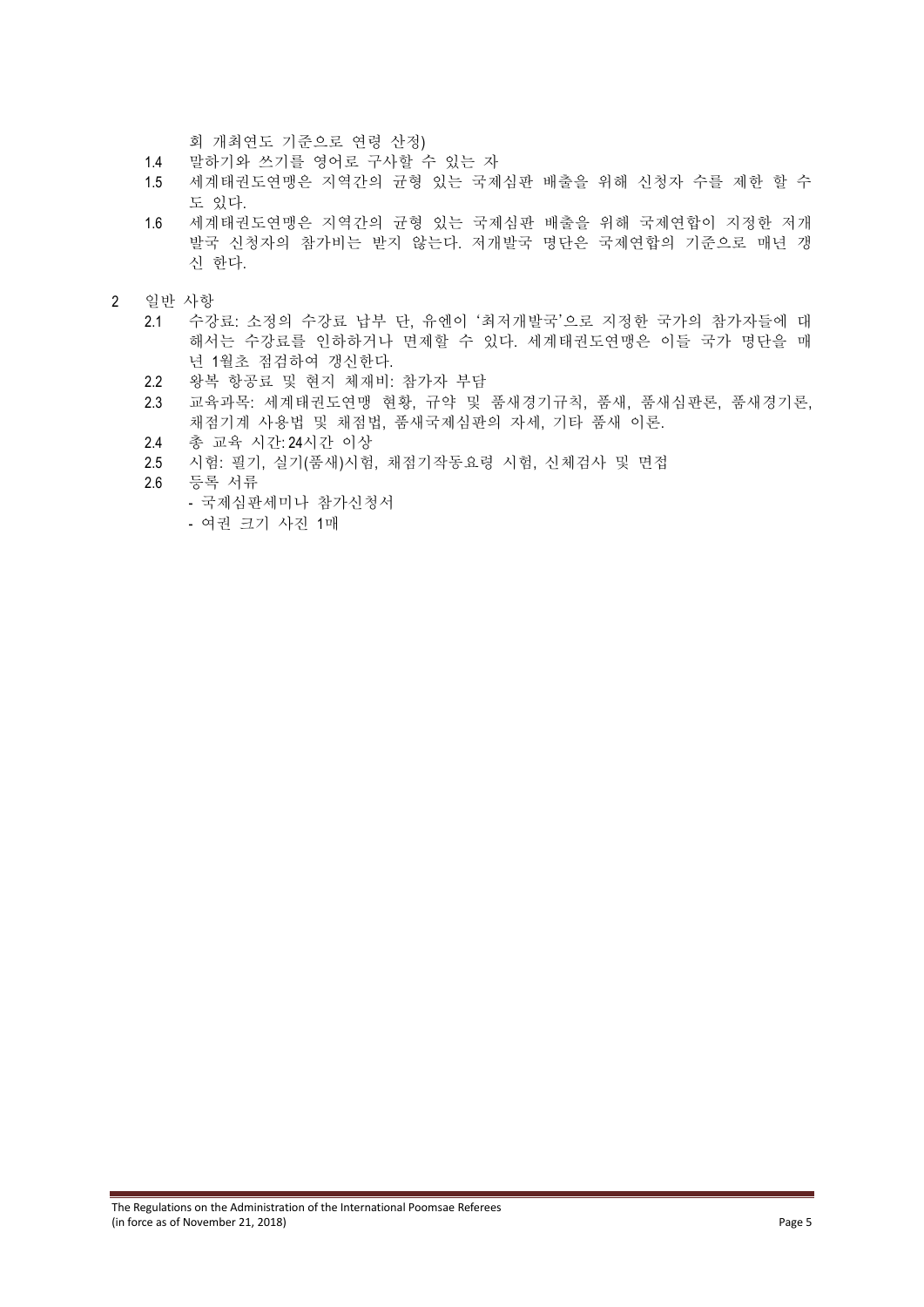회 개최연도 기준으로 연령 산정)

1.4 말하기와 쓰기를 영어로 구사할 수 있는 자

1.5 세계태권도연맹은 지역간의 균형 있는 국제심판 배출을 위해 신청자 수를 제한 할 수도 있다.

1.6 세계태권도연맹은 지역간의 균형 있는 국제심판 배출을 위해 국제연합이 지정한 저개발국 신청자의 참가비는 받지 않는다. 저개발국 명단은 국제연합의 기준으로 매년 갱신 한다.

2 일반 사항

2.1 수강료: 소정의 수강료 납부 단, 유엔이 '최저개발국'으로 지정한 국가의 참가자들에 대해서는 수강료를 인하하거나 면제할 수 있다. 세계태권도연맹은 이들 국가 명단을 매년 1월초 점검하여 갱신한다.

2.2 왕복 항공료 및 현지 체재비: 참가자 부담

2.3 교육과목: 세계태권도연맹 현황, 규약 및 품새경기규칙, 품새, 품새심판론, 품새경기론, 채점기계 사용법 및 채점법, 품새국제심판의 자세, 기타 품새 이론.

2.4 총 교육 시간: 24시간 이상

2.5 시험: 필기, 실기(품새)시험, 채점기작동요령 시험, 신체검사 및 면접

2.6 등록 서류

- 국제심판세미나 참가신청서
- 여권 크기 사진 1매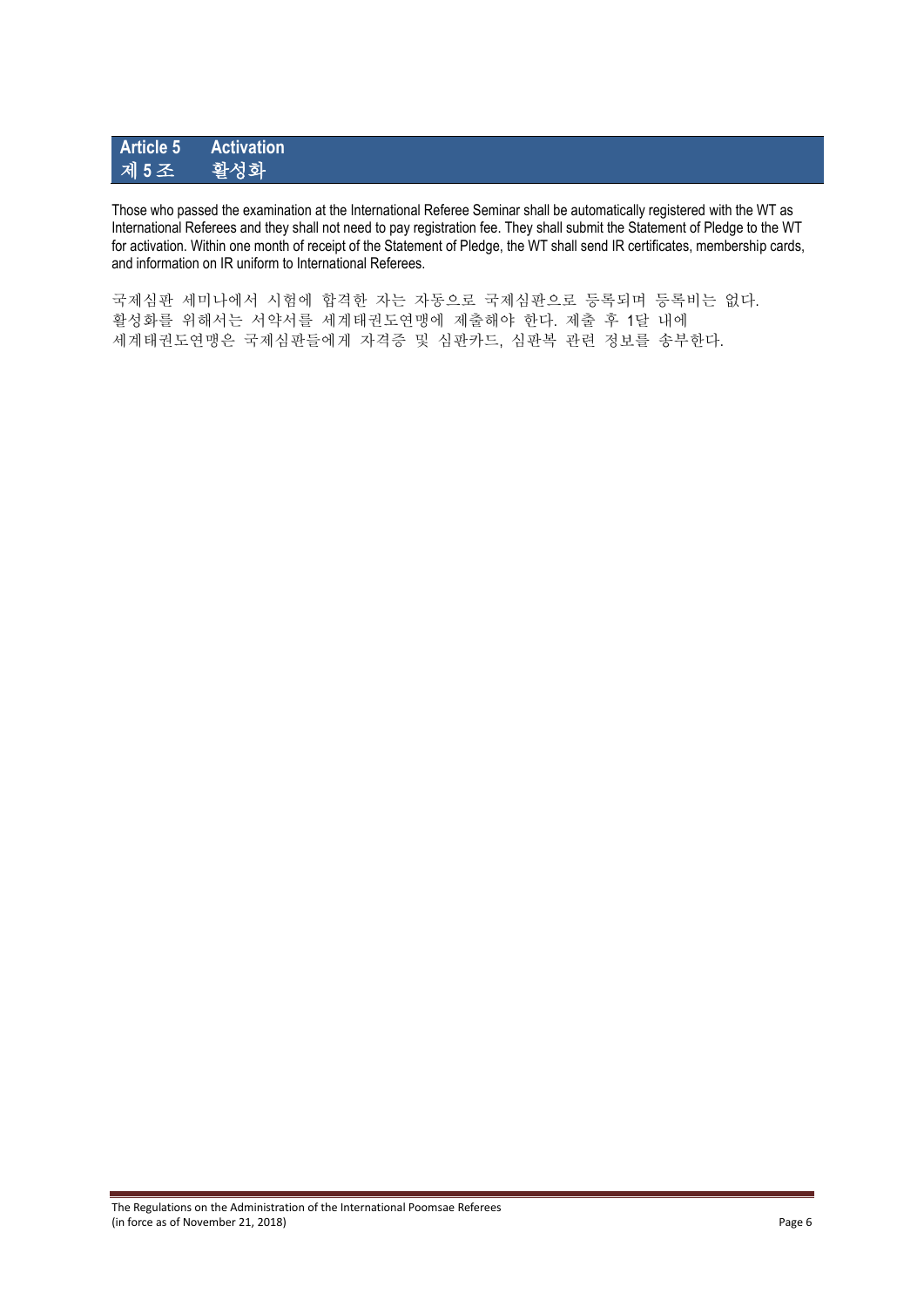## Article 5 Activation
## 제 5 조 활성화

Those who passed the examination at the International Referee Seminar shall be automatically registered with the WT as International Referees and they shall not need to pay registration fee. They shall submit the Statement of Pledge to the WT for activation. Within one month of receipt of the Statement of Pledge, the WT shall send IR certificates, membership cards, and information on IR uniform to International Referees.

국제심판 세미나에서 시험에 합격한 자는 자동으로 국제심판으로 등록되며 등록비는 없다. 활성화를 위해서는 서약서를 세계태권도연맹에 제출해야 한다. 제출 후 1달 내에 세계태권도연맹은 국제심판들에게 자격증 및 심판카드, 심판복 관련 정보를 송부한다.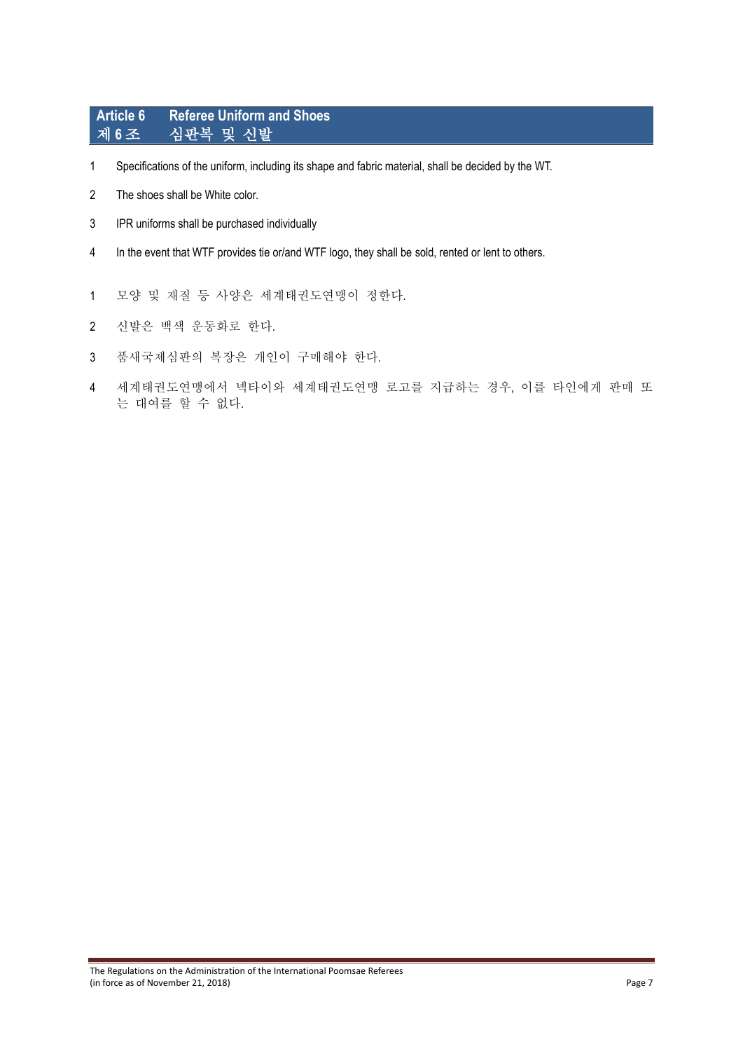## Article 6 Referee Uniform and Shoes
## 제 6 조 심판복 및 신발

1. Specifications of the uniform, including its shape and fabric material, shall be decided by the WT.
2. The shoes shall be White color.
3. IPR uniforms shall be purchased individually
4. In the event that WTF provides tie or/and WTF logo, they shall be sold, rented or lent to others.

1. 모양 및 재질 등 사양은 세계태권도연맹이 정한다.
2. 신발은 백색 운동화로 한다.
3. 품새국제심판의 복장은 개인이 구매해야 한다.
4. 세계태권도연맹에서 넥타이와 세계태권도연맹 로고를 지급하는 경우, 이를 타인에게 판매 또는 대여를 할 수 없다.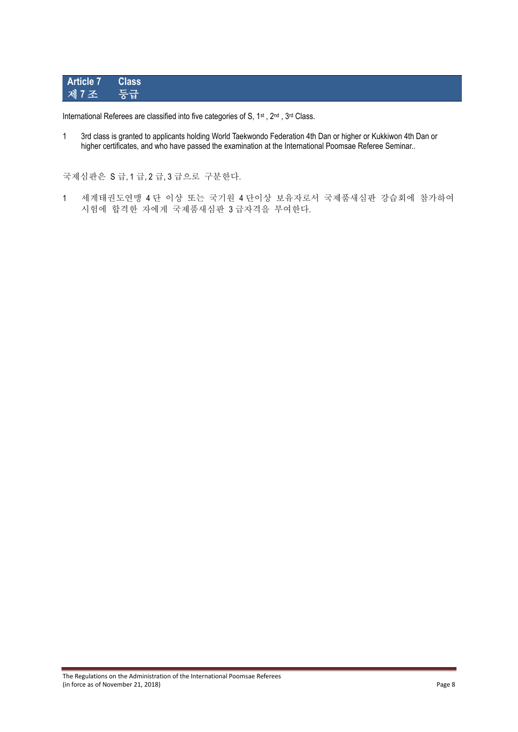## Article 7 Class
## 제 7 조 등급

International Referees are classified into five categories of S, 1st , 2nd , 3rd Class.

1 3rd class is granted to applicants holding World Taekwondo Federation 4th Dan or higher or Kukkiwon 4th Dan or higher certificates, and who have passed the examination at the International Poomsae Referee Seminar..

국제심판은 S 급, 1 급, 2 급, 3 급으로 구분한다.

1 세계태권도연맹 4 단 이상 또는 국기원 4 단이상 보유자로서 국제품새심판 강습회에 참가하여 시험에 합격한 자에게 국제품새심판 3 급자격을 부여한다.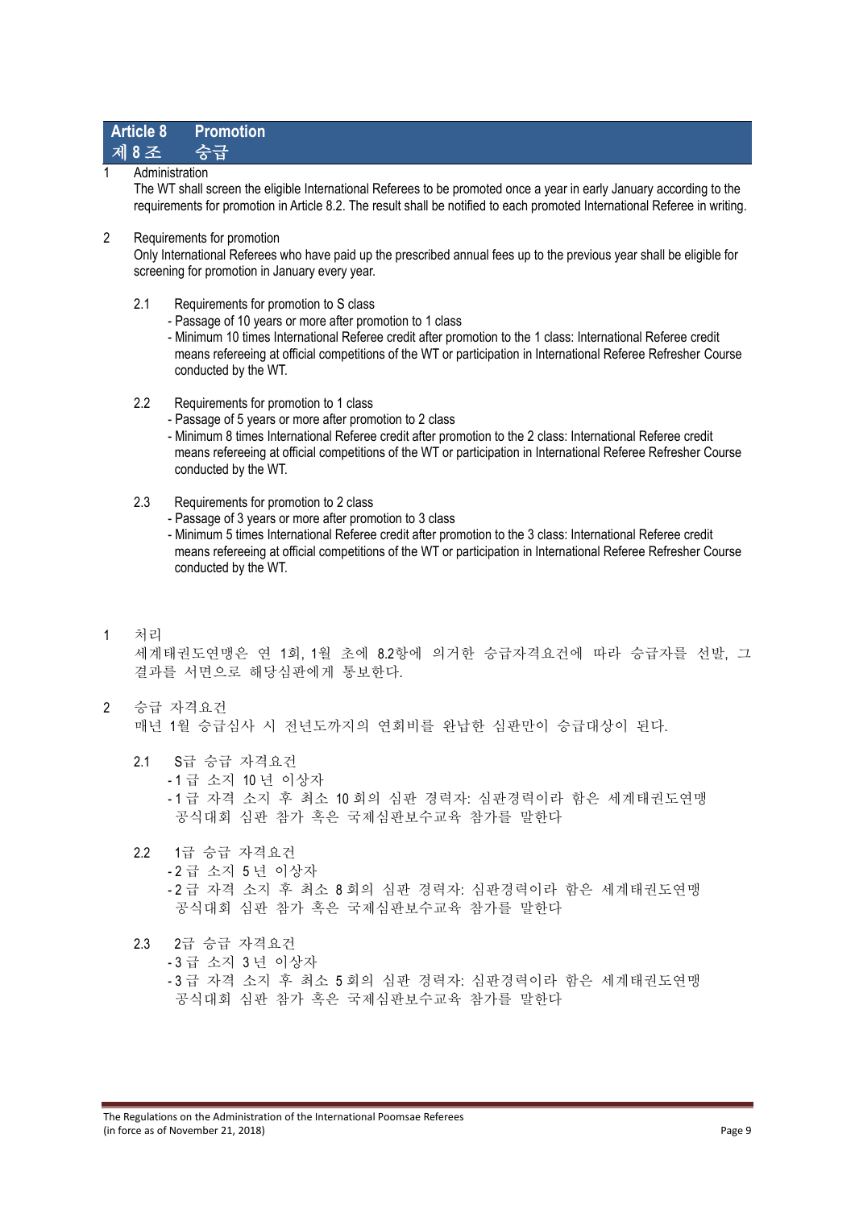## Article 8 Promotion
## 제 8 조 승급

1 Administration
The WT shall screen the eligible International Referees to be promoted once a year in early January according to the requirements for promotion in Article 8.2. The result shall be notified to each promoted International Referee in writing.

2 Requirements for promotion
Only International Referees who have paid up the prescribed annual fees up to the previous year shall be eligible for screening for promotion in January every year.

2.1 Requirements for promotion to S class
- Passage of 10 years or more after promotion to 1 class
- Minimum 10 times International Referee credit after promotion to the 1 class: International Referee credit means refereeing at official competitions of the WT or participation in International Referee Refresher Course conducted by the WT.

2.2 Requirements for promotion to 1 class
- Passage of 5 years or more after promotion to 2 class
- Minimum 8 times International Referee credit after promotion to the 2 class: International Referee credit means refereeing at official competitions of the WT or participation in International Referee Refresher Course conducted by the WT.

2.3 Requirements for promotion to 2 class
- Passage of 3 years or more after promotion to 3 class
- Minimum 5 times International Referee credit after promotion to the 3 class: International Referee credit means refereeing at official competitions of the WT or participation in International Referee Refresher Course conducted by the WT.

1 처리
세계태권도연맹은 연 1회, 1월 초에 8.2항에 의거한 승급자격요건에 따라 승급자를 선발, 그 결과를 서면으로 해당심판에게 통보한다.

2 승급 자격요건
매년 1월 승급심사 시 전년도까지의 연회비를 완납한 심판만이 승급대상이 된다.

2.1 S급 승급 자격요건
- 1 급 소지 10 년 이상자
- 1 급 자격 소지 후 최소 10 회의 심판 경력자: 심판경력이라 함은 세계태권도연맹 공식대회 심판 참가 혹은 국제심판보수교육 참가를 말한다

2.2 1급 승급 자격요건
- 2 급 소지 5 년 이상자
- 2 급 자격 소지 후 최소 8 회의 심판 경력자: 심판경력이라 함은 세계태권도연맹 공식대회 심판 참가 혹은 국제심판보수교육 참가를 말한다

2.3 2급 승급 자격요건
- 3 급 소지 3 년 이상자
- 3 급 자격 소지 후 최소 5 회의 심판 경력자: 심판경력이라 함은 세계태권도연맹 공식대회 심판 참가 혹은 국제심판보수교육 참가를 말한다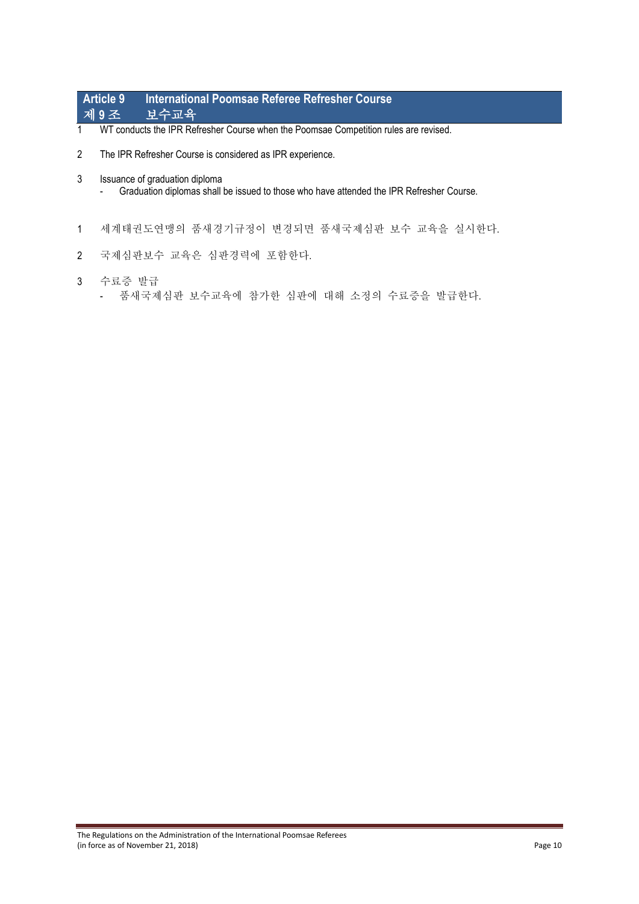## Article 9 International Poomsae Referee Refresher Course
## 제 9 조 보수교육

1. WT conducts the IPR Refresher Course when the Poomsae Competition rules are revised.

2. The IPR Refresher Course is considered as IPR experience.

3. Issuance of graduation diploma
   - Graduation diplomas shall be issued to those who have attended the IPR Refresher Course.

1. 세계태권도연맹의 품새경기규정이 변경되면 품새국제심판 보수 교육을 실시한다.

2. 국제심판보수 교육은 심판경력에 포함한다.

3. 수료증 발급
   - 품새국제심판 보수교육에 참가한 심판에 대해 소정의 수료증을 발급한다.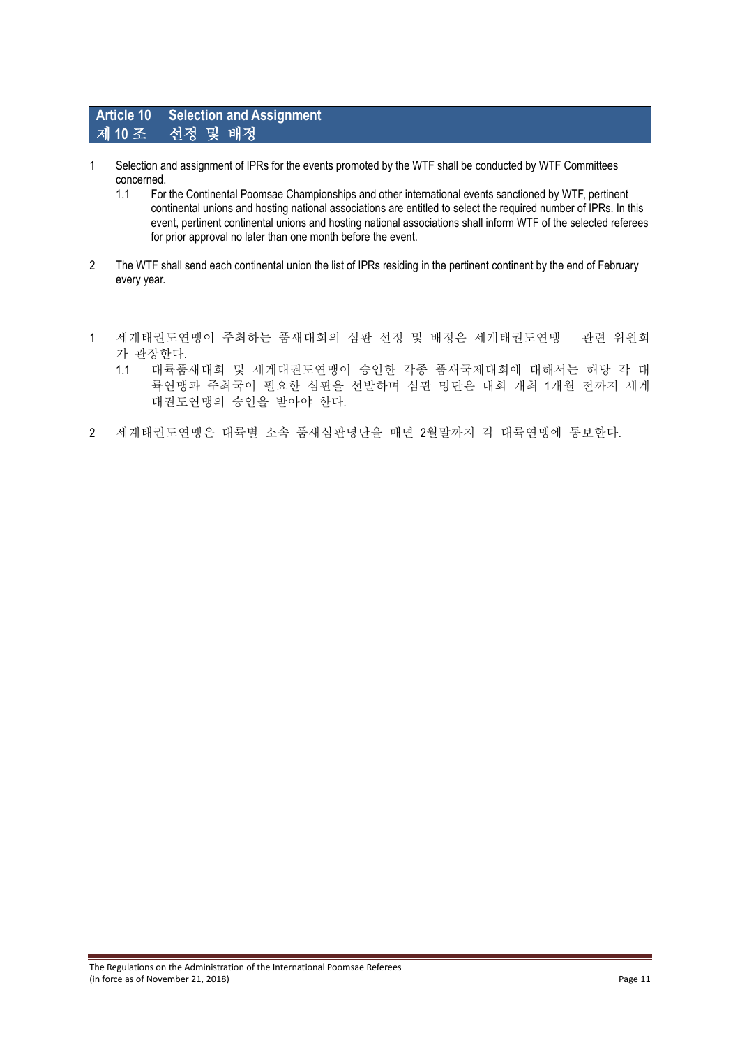## Article 10 Selection and Assignment
## 제 10 조 선정 및 배정

1 Selection and assignment of IPRs for the events promoted by the WTF shall be conducted by WTF Committees concerned.
   1.1 For the Continental Poomsae Championships and other international events sanctioned by WTF, pertinent continental unions and hosting national associations are entitled to select the required number of IPRs. In this event, pertinent continental unions and hosting national associations shall inform WTF of the selected referees for prior approval no later than one month before the event.

2 The WTF shall send each continental union the list of IPRs residing in the pertinent continent by the end of February every year.

1 세계태권도연맹이 주최하는 품새대회의 심판 선정 및 배정은 세계태권도연맹 관련 위원회가 관장한다.
   1.1 대륙품새대회 및 세계태권도연맹이 승인한 각종 품새국제대회에 대해서는 해당 각 대륙연맹과 주최국이 필요한 심판을 선발하며 심판 명단은 대회 개최 1개월 전까지 세계태권도연맹의 승인을 받아야 한다.

2 세계태권도연맹은 대륙별 소속 품새심판명단을 매년 2월말까지 각 대륙연맹에 통보한다.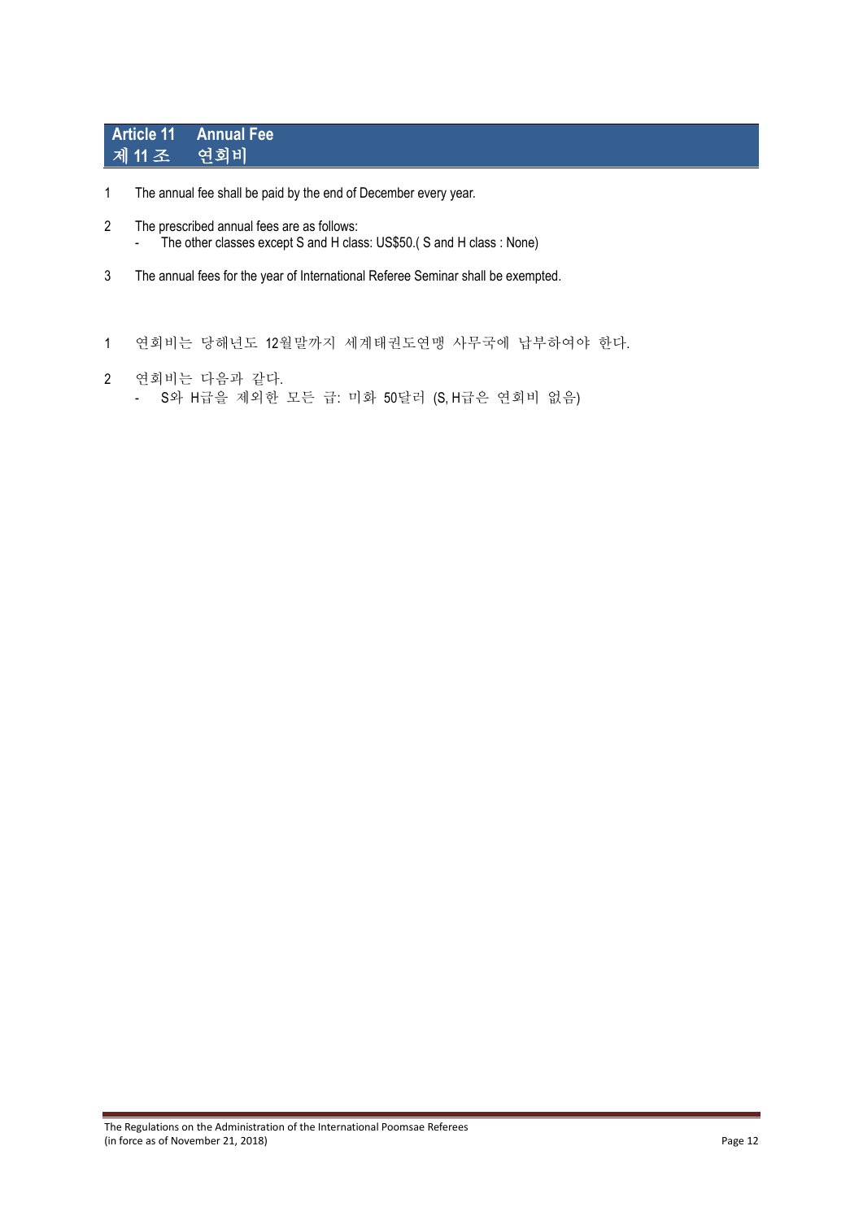## Article 11 Annual Fee
## 제 11 조 연회비

1. The annual fee shall be paid by the end of December every year.
2. The prescribed annual fees are as follows:
   - The other classes except S and H class: US$50.( S and H class : None)
3. The annual fees for the year of International Referee Seminar shall be exempted.

1. 연회비는 당해년도 12월말까지 세계태권도연맹 사무국에 납부하여야 한다.
2. 연회비는 다음과 같다.
   - S와 H급을 제외한 모든 급: 미화 50달러 (S, H급은 연회비 없음)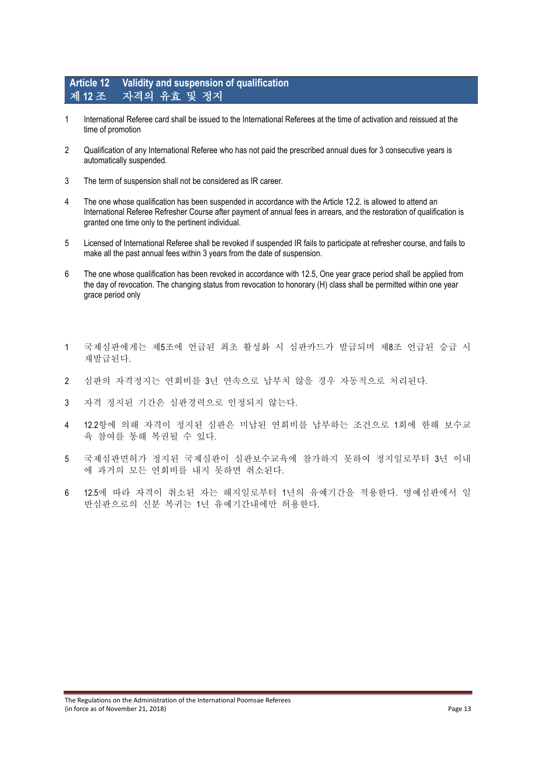## Article 12 Validity and suspension of qualification
## 제 12 조 자격의 유효 및 정지

1. International Referee card shall be issued to the International Referees at the time of activation and reissued at the time of promotion

2. Qualification of any International Referee who has not paid the prescribed annual dues for 3 consecutive years is automatically suspended.

3. The term of suspension shall not be considered as IR career.

4. The one whose qualification has been suspended in accordance with the Article 12.2. is allowed to attend an International Referee Refresher Course after payment of annual fees in arrears, and the restoration of qualification is granted one time only to the pertinent individual.

5. Licensed of International Referee shall be revoked if suspended IR fails to participate at refresher course, and fails to make all the past annual fees within 3 years from the date of suspension.

6. The one whose qualification has been revoked in accordance with 12.5, One year grace period shall be applied from the day of revocation. The changing status from revocation to honorary (H) class shall be permitted within one year grace period only

1. 국제심판에게는 제5조에 언급된 최초 활성화 시 심판카드가 발급되며 제8조 언급된 승급 시 재발급된다.

2. 심판의 자격정지는 연회비를 3년 연속으로 납부치 않을 경우 자동적으로 처리된다.

3. 자격 정지된 기간은 심판경력으로 인정되지 않는다.

4. 12.2항에 의해 자격이 정지된 심판은 미납된 연회비를 납부하는 조건으로 1회에 한해 보수교육 참여를 통해 복권될 수 있다.

5. 국제심판면허가 정지된 국제심판이 심판보수교육에 참가하지 못하여 정지일로부터 3년 이내에 과거의 모든 연회비를 내지 못하면 취소된다.

6. 12.5에 따라 자격이 취소된 자는 해지일로부터 1년의 유예기간을 적용한다. 명예심판에서 일반심판으로의 신분 복귀는 1년 유예기간내에만 허용한다.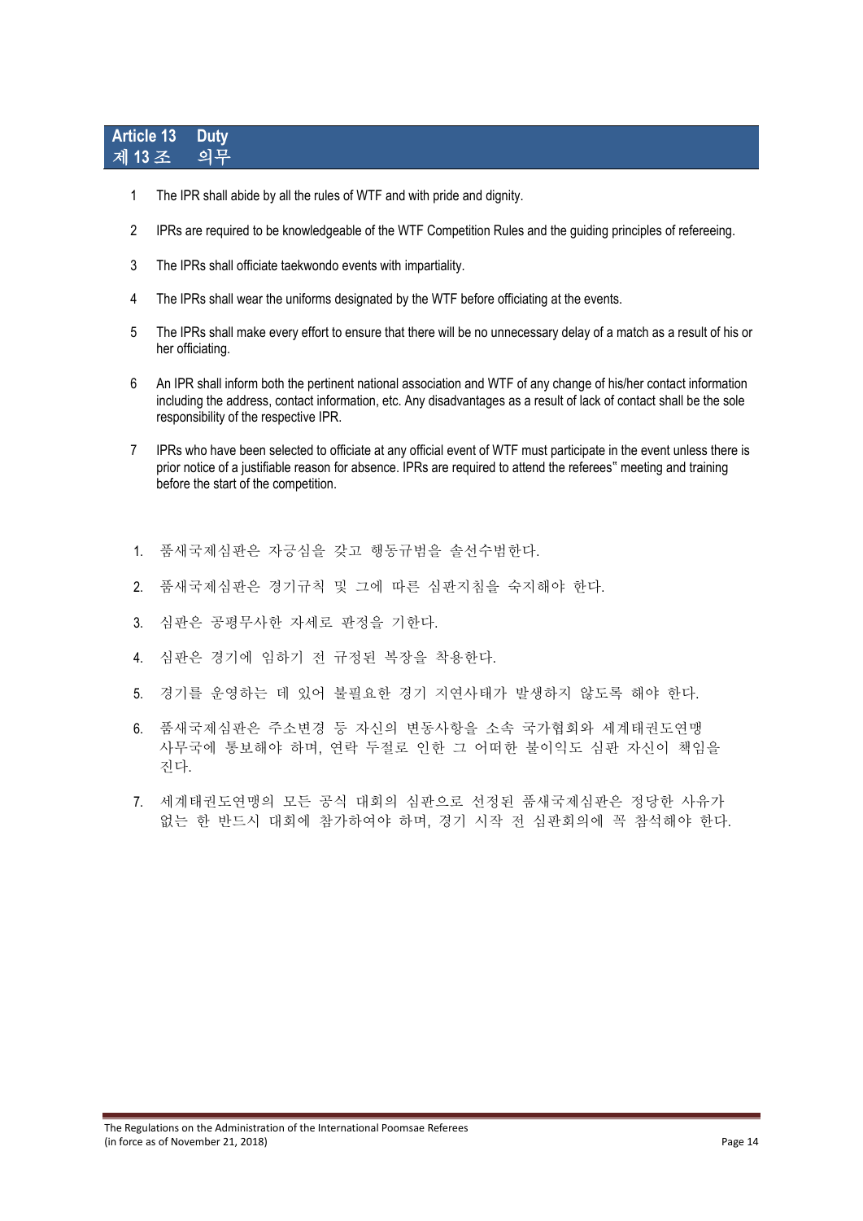## Article 13 Duty
## 제 13 조 의무

1. The IPR shall abide by all the rules of WTF and with pride and dignity.

2. IPRs are required to be knowledgeable of the WTF Competition Rules and the guiding principles of refereeing.

3. The IPRs shall officiate taekwondo events with impartiality.

4. The IPRs shall wear the uniforms designated by the WTF before officiating at the events.

5. The IPRs shall make every effort to ensure that there will be no unnecessary delay of a match as a result of his or her officiating.

6. An IPR shall inform both the pertinent national association and WTF of any change of his/her contact information including the address, contact information, etc. Any disadvantages as a result of lack of contact shall be the sole responsibility of the respective IPR.

7. IPRs who have been selected to officiate at any official event of WTF must participate in the event unless there is prior notice of a justifiable reason for absence. IPRs are required to attend the referees" meeting and training before the start of the competition.

1. 품새국제심판은 자긍심을 갖고 행동규범을 솔선수범한다.

2. 품새국제심판은 경기규칙 및 그에 따른 심판지침을 숙지해야 한다.

3. 심판은 공평무사한 자세로 판정을 기한다.

4. 심판은 경기에 임하기 전 규정된 복장을 착용한다.

5. 경기를 운영하는 데 있어 불필요한 경기 지연사태가 발생하지 않도록 해야 한다.

6. 품새국제심판은 주소변경 등 자신의 변동사항을 소속 국가협회와 세계태권도연맹 사무국에 통보해야 하며, 연락 두절로 인한 그 어떠한 불이익도 심판 자신이 책임을 진다.

7. 세계태권도연맹의 모든 공식 대회의 심판으로 선정된 품새국제심판은 정당한 사유가 없는 한 반드시 대회에 참가하여야 하며, 경기 시작 전 심판회의에 꼭 참석해야 한다.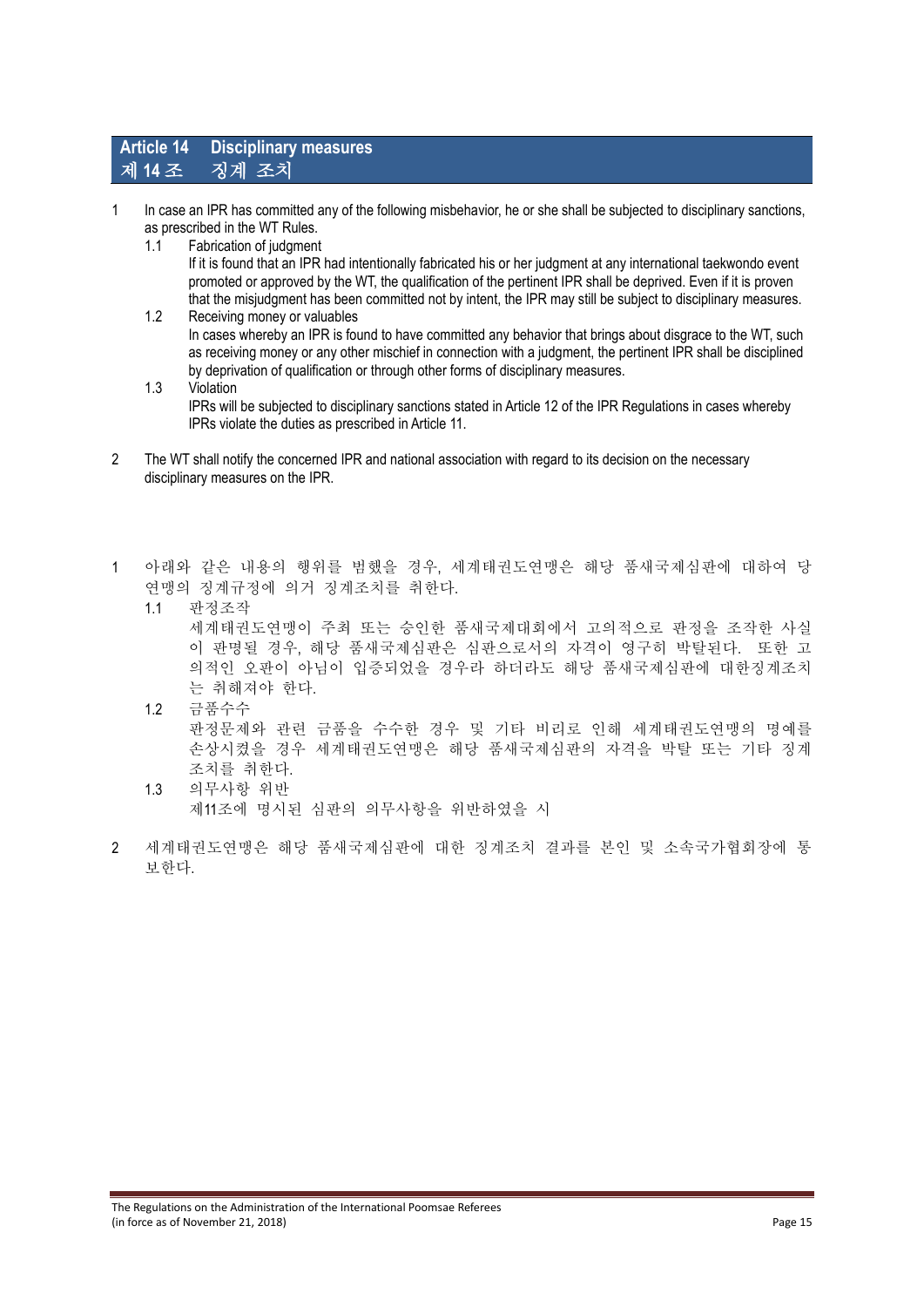## Article 14 Disciplinary measures
## 제 14 조 징계 조치

1. In case an IPR has committed any of the following misbehavior, he or she shall be subjected to disciplinary sanctions, as prescribed in the WT Rules.
   - 1.1 Fabrication of judgment
     If it is found that an IPR had intentionally fabricated his or her judgment at any international taekwondo event promoted or approved by the WT, the qualification of the pertinent IPR shall be deprived. Even if it is proven that the misjudgment has been committed not by intent, the IPR may still be subject to disciplinary measures.
   - 1.2 Receiving money or valuables
     In cases whereby an IPR is found to have committed any behavior that brings about disgrace to the WT, such as receiving money or any other mischief in connection with a judgment, the pertinent IPR shall be disciplined by deprivation of qualification or through other forms of disciplinary measures.
   - 1.3 Violation
     IPRs will be subjected to disciplinary sanctions stated in Article 12 of the IPR Regulations in cases whereby IPRs violate the duties as prescribed in Article 11.

2. The WT shall notify the concerned IPR and national association with regard to its decision on the necessary disciplinary measures on the IPR.

1. 아래와 같은 내용의 행위를 범했을 경우, 세계태권도연맹은 해당 품새국제심판에 대하여 당 연맹의 징계규정에 의거 징계조치를 취한다.
   - 1.1 판정조작
     세계태권도연맹이 주최 또는 승인한 품새국제대회에서 고의적으로 판정을 조작한 사실이 판명될 경우, 해당 품새국제심판은 심판으로서의 자격이 영구히 박탈된다. 또한 고의적인 오판이 아님이 입증되었을 경우라 하더라도 해당 품새국제심판에 대한징계조치는 취해져야 한다.
   - 1.2 금품수수
     판정문제와 관련 금품을 수수한 경우 및 기타 비리로 인해 세계태권도연맹의 명예를 손상시켰을 경우 세계태권도연맹은 해당 품새국제심판의 자격을 박탈 또는 기타 징계조치를 취한다.
   - 1.3 의무사항 위반
     제11조에 명시된 심판의 의무사항을 위반하였을 시

2. 세계태권도연맹은 해당 품새국제심판에 대한 징계조치 결과를 본인 및 소속국가협회장에 통보한다.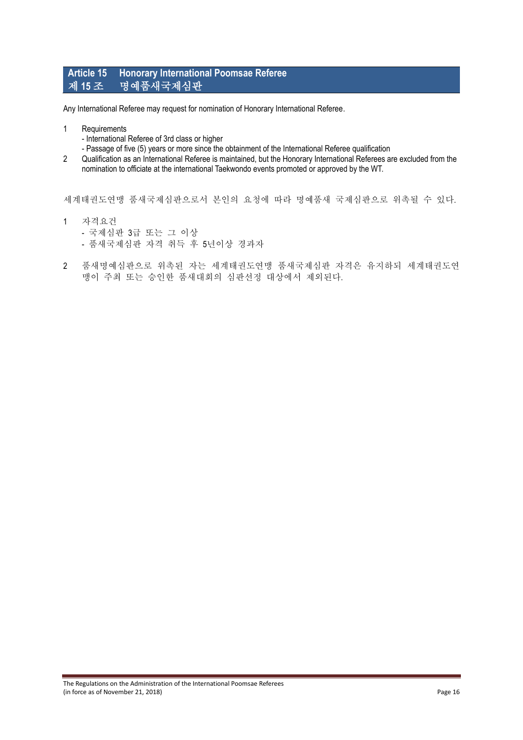## Article 15 Honorary International Poomsae Referee
## 제 15 조 명예품새국제심판

Any International Referee may request for nomination of Honorary International Referee.

1 Requirements
   - International Referee of 3rd class or higher
   - Passage of five (5) years or more since the obtainment of the International Referee qualification
2 Qualification as an International Referee is maintained, but the Honorary International Referees are excluded from the nomination to officiate at the international Taekwondo events promoted or approved by the WT.

세계태권도연맹 품새국제심판으로서 본인의 요청에 따라 명예품새 국제심판으로 위촉될 수 있다.

1 자격요건
   - 국제심판 3급 또는 그 이상
   - 품새국제심판 자격 취득 후 5년이상 경과자

2 품새명예심판으로 위촉된 자는 세계태권도연맹 품새국제심판 자격은 유지하되 세계태권도연맹이 주최 또는 승인한 품새대회의 심판선정 대상에서 제외된다.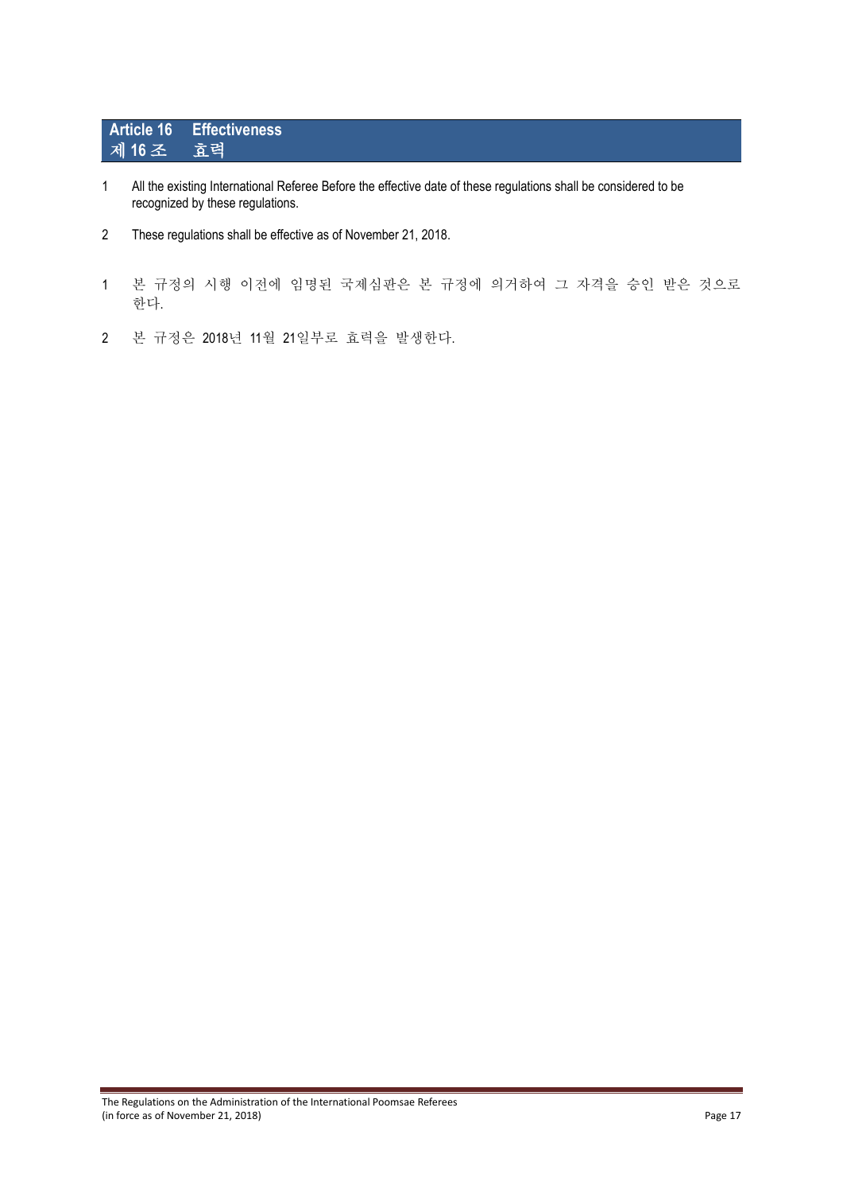## Article 16 Effectiveness
## 제 16 조 효력

1. All the existing International Referee Before the effective date of these regulations shall be considered to be recognized by these regulations.

2. These regulations shall be effective as of November 21, 2018.

1. 본 규정의 시행 이전에 임명된 국제심판은 본 규정에 의거하여 그 자격을 승인 받은 것으로 한다.

2. 본 규정은 2018년 11월 21일부로 효력을 발생한다.